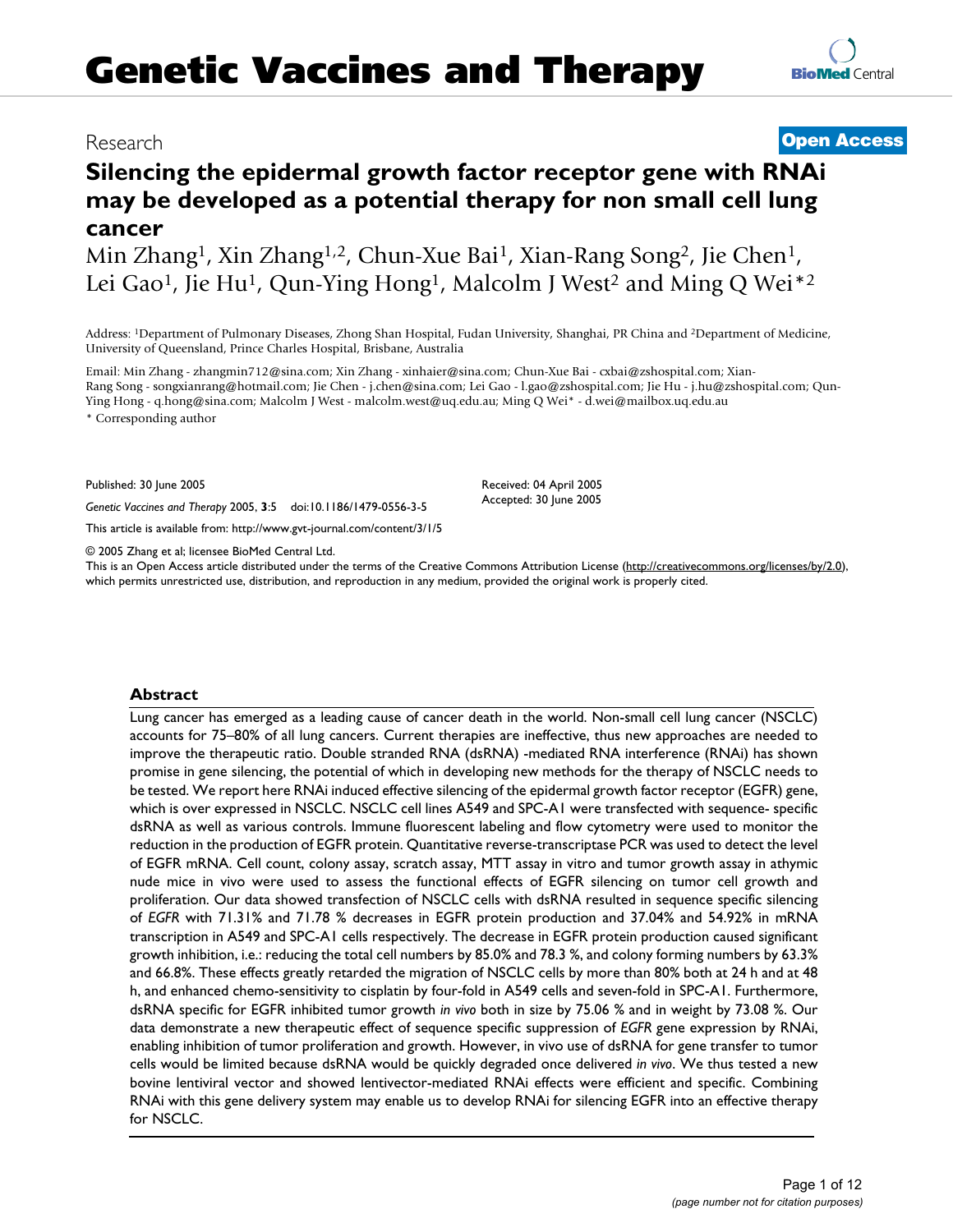# Genetic Vaccines and Therapy

Research

**Open Access**

## Silencing the epidermal growth factor receptor gene with RNAi may be developed as a potential therapy for non small cell lung cancer

Min Zhang[1], Xin Zhang[1,2], Chun-Xue Bai[1], Xian-Rang Song[2], Jie Chen[1], Lei Gao[1], Jie Hu[1], Qun-Ying Hong[1], Malcolm J West[2] and Ming Q Wei*[2]

Address: [1]Department of Pulmonary Diseases, Zhong Shan Hospital, Fudan University, Shanghai, PR China and [2]Department of Medicine, University of Queensland, Prince Charles Hospital, Brisbane, Australia

Email: Min Zhang - zhangmin712@sina.com; Xin Zhang - xinhaier@sina.com; Chun-Xue Bai - cxbai@zshospital.com; Xian-Rang Song - songxianrang@hotmail.com; Jie Chen - j.chen@sina.com; Lei Gao - l.gao@zshospital.com; Jie Hu - j.hu@zshospital.com; Qun-Ying Hong - q.hong@sina.com; Malcolm J West - malcolm.west@uq.edu.au; Ming Q Wei* - d.wei@mailbox.uq.edu.au

\* Corresponding author

Published: 30 June 2005

*Genetic Vaccines and Therapy* 2005, **3**:5 doi:10.1186/1479-0556-3-5

This article is available from: http://www.gvt-journal.com/content/3/1/5

Received: 04 April 2005
Accepted: 30 June 2005

© 2005 Zhang et al; licensee BioMed Central Ltd.
This is an Open Access article distributed under the terms of the Creative Commons Attribution License (http://creativecommons.org/licenses/by/2.0), which permits unrestricted use, distribution, and reproduction in any medium, provided the original work is properly cited.

### Abstract

Lung cancer has emerged as a leading cause of cancer death in the world. Non-small cell lung cancer (NSCLC) accounts for 75–80% of all lung cancers. Current therapies are ineffective, thus new approaches are needed to improve the therapeutic ratio. Double stranded RNA (dsRNA) -mediated RNA interference (RNAi) has shown promise in gene silencing, the potential of which in developing new methods for the therapy of NSCLC needs to be tested. We report here RNAi induced effective silencing of the epidermal growth factor receptor (EGFR) gene, which is over expressed in NSCLC. NSCLC cell lines A549 and SPC-A1 were transfected with sequence- specific dsRNA as well as various controls. Immune fluorescent labeling and flow cytometry were used to monitor the reduction in the production of EGFR protein. Quantitative reverse-transcriptase PCR was used to detect the level of EGFR mRNA. Cell count, colony assay, scratch assay, MTT assay in vitro and tumor growth assay in athymic nude mice in vivo were used to assess the functional effects of EGFR silencing on tumor cell growth and proliferation. Our data showed transfection of NSCLC cells with dsRNA resulted in sequence specific silencing of *EGFR* with 71.31% and 71.78 % decreases in EGFR protein production and 37.04% and 54.92% in mRNA transcription in A549 and SPC-A1 cells respectively. The decrease in EGFR protein production caused significant growth inhibition, i.e.: reducing the total cell numbers by 85.0% and 78.3 %, and colony forming numbers by 63.3% and 66.8%. These effects greatly retarded the migration of NSCLC cells by more than 80% both at 24 h and at 48 h, and enhanced chemo-sensitivity to cisplatin by four-fold in A549 cells and seven-fold in SPC-A1. Furthermore, dsRNA specific for EGFR inhibited tumor growth *in vivo* both in size by 75.06 % and in weight by 73.08 %. Our data demonstrate a new therapeutic effect of sequence specific suppression of *EGFR* gene expression by RNAi, enabling inhibition of tumor proliferation and growth. However, in vivo use of dsRNA for gene transfer to tumor cells would be limited because dsRNA would be quickly degraded once delivered *in vivo*. We thus tested a new bovine lentiviral vector and showed lentivector-mediated RNAi effects were efficient and specific. Combining RNAi with this gene delivery system may enable us to develop RNAi for silencing EGFR into an effective therapy for NSCLC.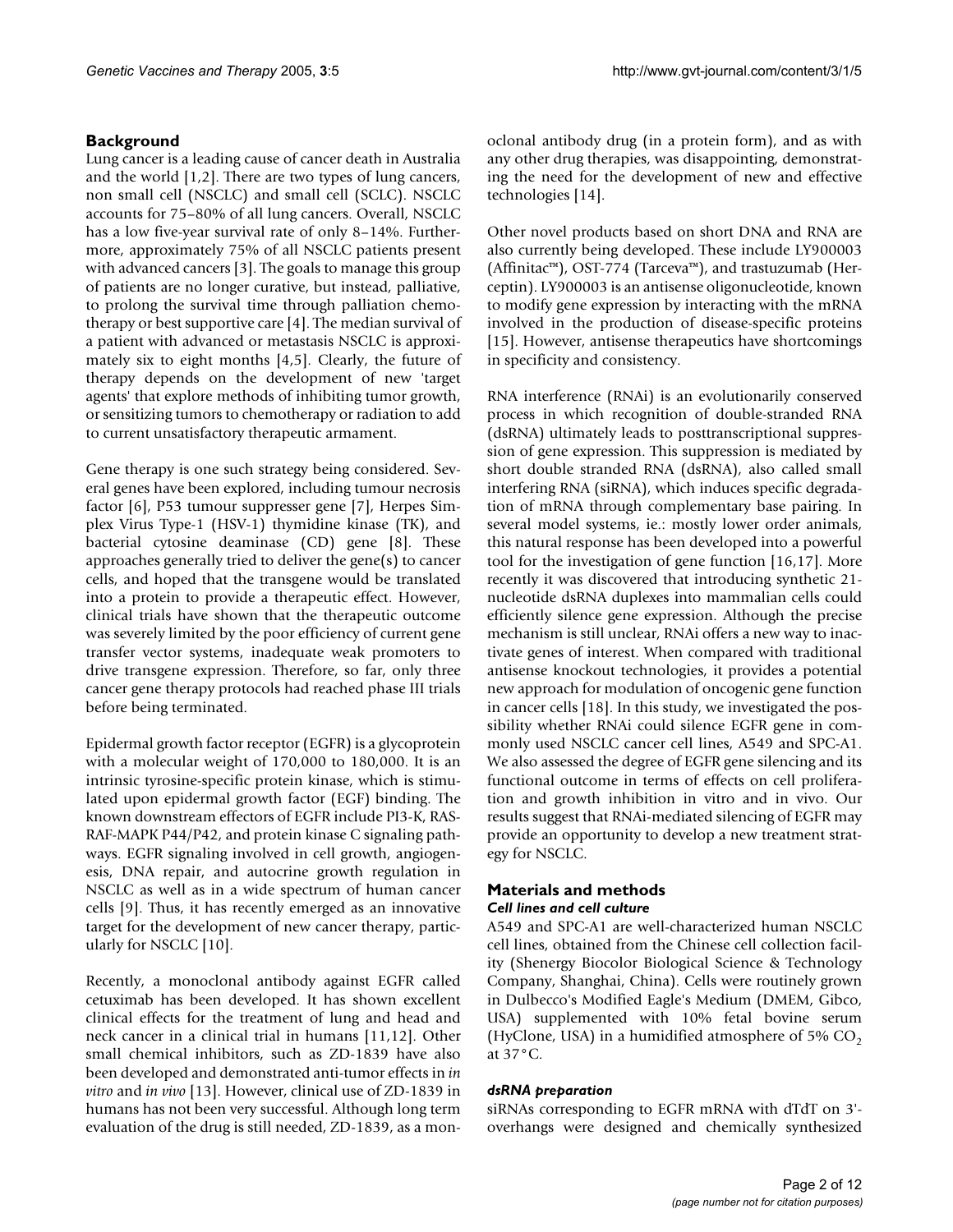## Background

Lung cancer is a leading cause of cancer death in Australia and the world [1,2]. There are two types of lung cancers, non small cell (NSCLC) and small cell (SCLC). NSCLC accounts for 75–80% of all lung cancers. Overall, NSCLC has a low five-year survival rate of only 8–14%. Furthermore, approximately 75% of all NSCLC patients present with advanced cancers [3]. The goals to manage this group of patients are no longer curative, but instead, palliative, to prolong the survival time through palliation chemotherapy or best supportive care [4]. The median survival of a patient with advanced or metastasis NSCLC is approximately six to eight months [4,5]. Clearly, the future of therapy depends on the development of new 'target agents' that explore methods of inhibiting tumor growth, or sensitizing tumors to chemotherapy or radiation to add to current unsatisfactory therapeutic armament.

Gene therapy is one such strategy being considered. Several genes have been explored, including tumour necrosis factor [6], P53 tumour suppresser gene [7], Herpes Simplex Virus Type-1 (HSV-1) thymidine kinase (TK), and bacterial cytosine deaminase (CD) gene [8]. These approaches generally tried to deliver the gene(s) to cancer cells, and hoped that the transgene would be translated into a protein to provide a therapeutic effect. However, clinical trials have shown that the therapeutic outcome was severely limited by the poor efficiency of current gene transfer vector systems, inadequate weak promoters to drive transgene expression. Therefore, so far, only three cancer gene therapy protocols had reached phase III trials before being terminated.

Epidermal growth factor receptor (EGFR) is a glycoprotein with a molecular weight of 170,000 to 180,000. It is an intrinsic tyrosine-specific protein kinase, which is stimulated upon epidermal growth factor (EGF) binding. The known downstream effectors of EGFR include PI3-K, RAS-RAF-MAPK P44/P42, and protein kinase C signaling pathways. EGFR signaling involved in cell growth, angiogenesis, DNA repair, and autocrine growth regulation in NSCLC as well as in a wide spectrum of human cancer cells [9]. Thus, it has recently emerged as an innovative target for the development of new cancer therapy, particularly for NSCLC [10].

Recently, a monoclonal antibody against EGFR called cetuximab has been developed. It has shown excellent clinical effects for the treatment of lung and head and neck cancer in a clinical trial in humans [11,12]. Other small chemical inhibitors, such as ZD-1839 have also been developed and demonstrated anti-tumor effects in *in vitro* and *in vivo* [13]. However, clinical use of ZD-1839 in humans has not been very successful. Although long term evaluation of the drug is still needed, ZD-1839, as a monoclonal antibody drug (in a protein form), and as with any other drug therapies, was disappointing, demonstrating the need for the development of new and effective technologies [14].

Other novel products based on short DNA and RNA are also currently being developed. These include LY900003 (Affinitac™), OST-774 (Tarceva™), and trastuzumab (Herceptin). LY900003 is an antisense oligonucleotide, known to modify gene expression by interacting with the mRNA involved in the production of disease-specific proteins [15]. However, antisense therapeutics have shortcomings in specificity and consistency.

RNA interference (RNAi) is an evolutionarily conserved process in which recognition of double-stranded RNA (dsRNA) ultimately leads to posttranscriptional suppression of gene expression. This suppression is mediated by short double stranded RNA (dsRNA), also called small interfering RNA (siRNA), which induces specific degradation of mRNA through complementary base pairing. In several model systems, ie.: mostly lower order animals, this natural response has been developed into a powerful tool for the investigation of gene function [16,17]. More recently it was discovered that introducing synthetic 21-nucleotide dsRNA duplexes into mammalian cells could efficiently silence gene expression. Although the precise mechanism is still unclear, RNAi offers a new way to inactivate genes of interest. When compared with traditional antisense knockout technologies, it provides a potential new approach for modulation of oncogenic gene function in cancer cells [18]. In this study, we investigated the possibility whether RNAi could silence EGFR gene in commonly used NSCLC cancer cell lines, A549 and SPC-A1. We also assessed the degree of EGFR gene silencing and its functional outcome in terms of effects on cell proliferation and growth inhibition in vitro and in vivo. Our results suggest that RNAi-mediated silencing of EGFR may provide an opportunity to develop a new treatment strategy for NSCLC.

## Materials and methods

### *Cell lines and cell culture*

A549 and SPC-A1 are well-characterized human NSCLC cell lines, obtained from the Chinese cell collection facility (Shenergy Biocolor Biological Science & Technology Company, Shanghai, China). Cells were routinely grown in Dulbecco's Modified Eagle's Medium (DMEM, Gibco, USA) supplemented with 10% fetal bovine serum (HyClone, USA) in a humidified atmosphere of 5% $CO_2$ at 37°C.

### *dsRNA preparation*

siRNAs corresponding to EGFR mRNA with dTdT on 3'-overhangs were designed and chemically synthesized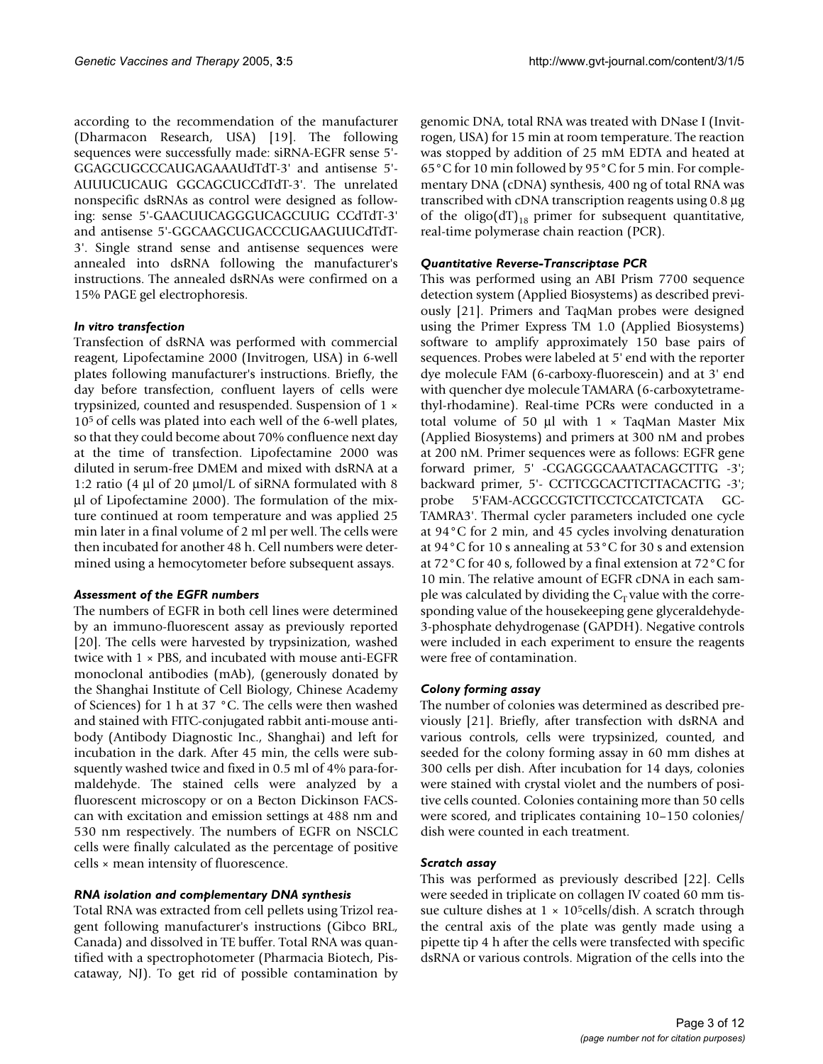according to the recommendation of the manufacturer (Dharmacon Research, USA) [19]. The following sequences were successfully made: siRNA-EGFR sense 5'-GGAGCUGCCCAUGAGAAAUdTdT-3' and antisense 5'-AUUUCUCAUG GGCAGCUCCdTdT-3'. The unrelated nonspecific dsRNAs as control were designed as following: sense 5'-GAACUUCAGGGUCAGCUUG CCdTdT-3' and antisense 5'-GGCAAGCUGACCCUGAAGUUCdTdT-3'. Single strand sense and antisense sequences were annealed into dsRNA following the manufacturer's instructions. The annealed dsRNAs were confirmed on a 15% PAGE gel electrophoresis.

### *In vitro transfection*

Transfection of dsRNA was performed with commercial reagent, Lipofectamine 2000 (Invitrogen, USA) in 6-well plates following manufacturer's instructions. Briefly, the day before transfection, confluent layers of cells were trypsinized, counted and resuspended. Suspension of $1 \times 10^5$ of cells was plated into each well of the 6-well plates, so that they could become about 70% confluence next day at the time of transfection. Lipofectamine 2000 was diluted in serum-free DMEM and mixed with dsRNA at a 1:2 ratio (4 µl of 20 µmol/L of siRNA formulated with 8 µl of Lipofectamine 2000). The formulation of the mixture continued at room temperature and was applied 25 min later in a final volume of 2 ml per well. The cells were then incubated for another 48 h. Cell numbers were determined using a hemocytometer before subsequent assays.

### *Assessment of the EGFR numbers*

The numbers of EGFR in both cell lines were determined by an immuno-fluorescent assay as previously reported [20]. The cells were harvested by trypsinization, washed twice with 1 × PBS, and incubated with mouse anti-EGFR monoclonal antibodies (mAb), (generously donated by the Shanghai Institute of Cell Biology, Chinese Academy of Sciences) for 1 h at 37 °C. The cells were then washed and stained with FITC-conjugated rabbit anti-mouse antibody (Antibody Diagnostic Inc., Shanghai) and left for incubation in the dark. After 45 min, the cells were subsequently washed twice and fixed in 0.5 ml of 4% para-formaldehyde. The stained cells were analyzed by a fluorescent microscopy or on a Becton Dickinson FACScan with excitation and emission settings at 488 nm and 530 nm respectively. The numbers of EGFR on NSCLC cells were finally calculated as the percentage of positive cells × mean intensity of fluorescence.

### *RNA isolation and complementary DNA synthesis*

Total RNA was extracted from cell pellets using Trizol reagent following manufacturer's instructions (Gibco BRL, Canada) and dissolved in TE buffer. Total RNA was quantified with a spectrophotometer (Pharmacia Biotech, Piscataway, NJ). To get rid of possible contamination by genomic DNA, total RNA was treated with DNase I (Invitrogen, USA) for 15 min at room temperature. The reaction was stopped by addition of 25 mM EDTA and heated at 65°C for 10 min followed by 95°C for 5 min. For complementary DNA (cDNA) synthesis, 400 ng of total RNA was transcribed with cDNA transcription reagents using 0.8 µg of the oligo$(dT)_{18}$ primer for subsequent quantitative, real-time polymerase chain reaction (PCR).

### *Quantitative Reverse-Transcriptase PCR*

This was performed using an ABI Prism 7700 sequence detection system (Applied Biosystems) as described previously [21]. Primers and TaqMan probes were designed using the Primer Express TM 1.0 (Applied Biosystems) software to amplify approximately 150 base pairs of sequences. Probes were labeled at 5' end with the reporter dye molecule FAM (6-carboxy-fluorescein) and at 3' end with quencher dye molecule TAMARA (6-carboxytetramethyl-rhodamine). Real-time PCRs were conducted in a total volume of 50 µl with 1 × TaqMan Master Mix (Applied Biosystems) and primers at 300 nM and probes at 200 nM. Primer sequences were as follows: EGFR gene forward primer, 5' -CGAGGGCAAATACAGCTTTG -3'; backward primer, 5'- CCTTCGCACTTCTTACACTTG -3'; probe 5'FAM-ACGCCGTCTTCCTCCATCTCATA GC-TAMRA3'. Thermal cycler parameters included one cycle at 94°C for 2 min, and 45 cycles involving denaturation at 94°C for 10 s annealing at 53°C for 30 s and extension at 72°C for 40 s, followed by a final extension at 72°C for 10 min. The relative amount of EGFR cDNA in each sample was calculated by dividing the $C_T$ value with the corresponding value of the housekeeping gene glyceraldehyde-3-phosphate dehydrogenase (GAPDH). Negative controls were included in each experiment to ensure the reagents were free of contamination.

### *Colony forming assay*

The number of colonies was determined as described previously [21]. Briefly, after transfection with dsRNA and various controls, cells were trypsinized, counted, and seeded for the colony forming assay in 60 mm dishes at 300 cells per dish. After incubation for 14 days, colonies were stained with crystal violet and the numbers of positive cells counted. Colonies containing more than 50 cells were scored, and triplicates containing 10–150 colonies/dish were counted in each treatment.

### *Scratch assay*

This was performed as previously described [22]. Cells were seeded in triplicate on collagen IV coated 60 mm tissue culture dishes at $1 \times 10^5$cells/dish. A scratch through the central axis of the plate was gently made using a pipette tip 4 h after the cells were transfected with specific dsRNA or various controls. Migration of the cells into the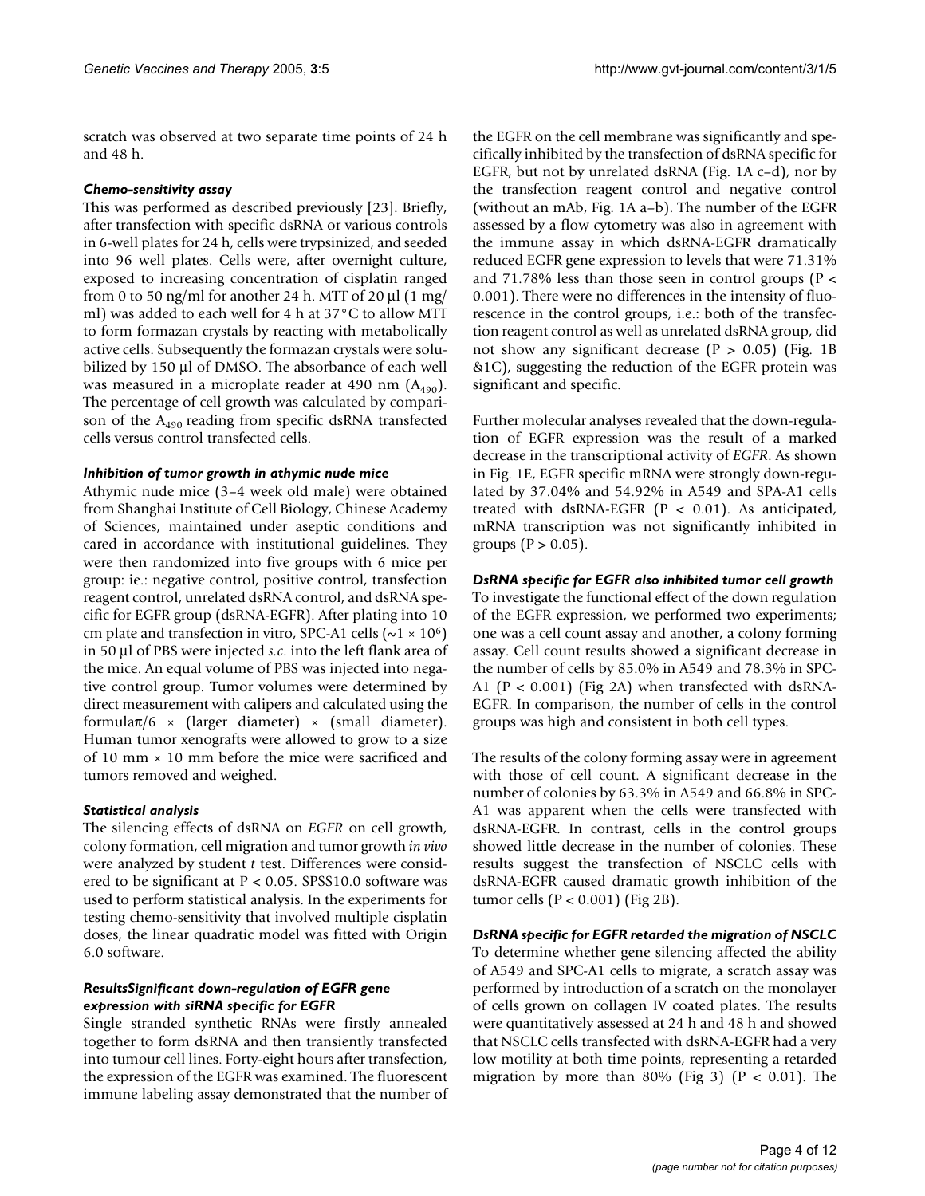scratch was observed at two separate time points of 24 h and 48 h.

### *Chemo-sensitivity assay*

This was performed as described previously [23]. Briefly, after transfection with specific dsRNA or various controls in 6-well plates for 24 h, cells were trypsinized, and seeded into 96 well plates. Cells were, after overnight culture, exposed to increasing concentration of cisplatin ranged from 0 to 50 ng/ml for another 24 h. MTT of 20 µl (1 mg/ml) was added to each well for 4 h at 37°C to allow MTT to form formazan crystals by reacting with metabolically active cells. Subsequently the formazan crystals were solubilized by 150 µl of DMSO. The absorbance of each well was measured in a microplate reader at 490 nm ($A_{490}$). The percentage of cell growth was calculated by comparison of the $A_{490}$ reading from specific dsRNA transfected cells versus control transfected cells.

### *Inhibition of tumor growth in athymic nude mice*

Athymic nude mice (3–4 week old male) were obtained from Shanghai Institute of Cell Biology, Chinese Academy of Sciences, maintained under aseptic conditions and cared in accordance with institutional guidelines. They were then randomized into five groups with 6 mice per group: ie.: negative control, positive control, transfection reagent control, unrelated dsRNA control, and dsRNA specific for EGFR group (dsRNA-EGFR). After plating into 10 cm plate and transfection in vitro, SPC-A1 cells (~$1 \times 10^6$) in 50 µl of PBS were injected *s.c.* into the left flank area of the mice. An equal volume of PBS was injected into negative control group. Tumor volumes were determined by direct measurement with calipers and calculated using the formula$\pi/6 \times$ (larger diameter) $\times$ (small diameter). Human tumor xenografts were allowed to grow to a size of 10 mm × 10 mm before the mice were sacrificed and tumors removed and weighed.

### *Statistical analysis*

The silencing effects of dsRNA on *EGFR* on cell growth, colony formation, cell migration and tumor growth *in vivo* were analyzed by student *t* test. Differences were considered to be significant at $P < 0.05$. SPSS10.0 software was used to perform statistical analysis. In the experiments for testing chemo-sensitivity that involved multiple cisplatin doses, the linear quadratic model was fitted with Origin 6.0 software.

### *ResultsSignificant down-regulation of EGFR gene expression with siRNA specific for EGFR*

Single stranded synthetic RNAs were firstly annealed together to form dsRNA and then transiently transfected into tumour cell lines. Forty-eight hours after transfection, the expression of the EGFR was examined. The fluorescent immune labeling assay demonstrated that the number of the EGFR on the cell membrane was significantly and specifically inhibited by the transfection of dsRNA specific for EGFR, but not by unrelated dsRNA (Fig. 1A c–d), nor by the transfection reagent control and negative control (without an mAb, Fig. 1A a–b). The number of the EGFR assessed by a flow cytometry was also in agreement with the immune assay in which dsRNA-EGFR dramatically reduced EGFR gene expression to levels that were 71.31% and 71.78% less than those seen in control groups ($P < 0.001$). There were no differences in the intensity of fluorescence in the control groups, i.e.: both of the transfection reagent control as well as unrelated dsRNA group, did not show any significant decrease ($P > 0.05$) (Fig. 1B &1C), suggesting the reduction of the EGFR protein was significant and specific.

Further molecular analyses revealed that the down-regulation of EGFR expression was the result of a marked decrease in the transcriptional activity of *EGFR*. As shown in Fig. 1E, EGFR specific mRNA were strongly down-regulated by 37.04% and 54.92% in A549 and SPA-A1 cells treated with dsRNA-EGFR ($P < 0.01$). As anticipated, mRNA transcription was not significantly inhibited in groups ($P > 0.05$).

### *DsRNA specific for EGFR also inhibited tumor cell growth*

To investigate the functional effect of the down regulation of the EGFR expression, we performed two experiments; one was a cell count assay and another, a colony forming assay. Cell count results showed a significant decrease in the number of cells by 85.0% in A549 and 78.3% in SPC-A1 ($P < 0.001$) (Fig 2A) when transfected with dsRNA-EGFR. In comparison, the number of cells in the control groups was high and consistent in both cell types.

The results of the colony forming assay were in agreement with those of cell count. A significant decrease in the number of colonies by 63.3% in A549 and 66.8% in SPC-A1 was apparent when the cells were transfected with dsRNA-EGFR. In contrast, cells in the control groups showed little decrease in the number of colonies. These results suggest the transfection of NSCLC cells with dsRNA-EGFR caused dramatic growth inhibition of the tumor cells ($P < 0.001$) (Fig 2B).

### *DsRNA specific for EGFR retarded the migration of NSCLC*

To determine whether gene silencing affected the ability of A549 and SPC-A1 cells to migrate, a scratch assay was performed by introduction of a scratch on the monolayer of cells grown on collagen IV coated plates. The results were quantitatively assessed at 24 h and 48 h and showed that NSCLC cells transfected with dsRNA-EGFR had a very low motility at both time points, representing a retarded migration by more than 80% (Fig 3) ($P < 0.01$). The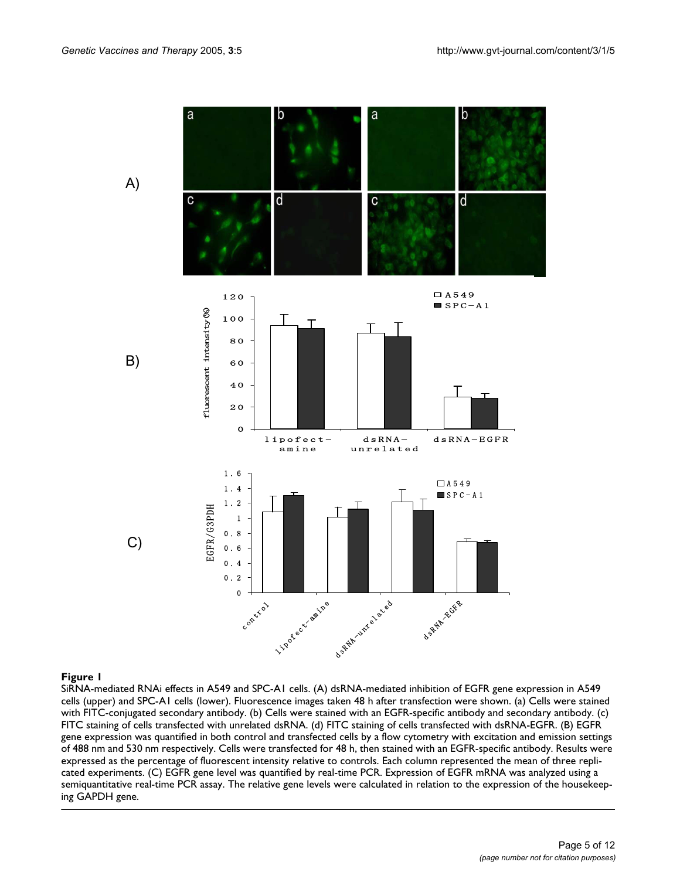A)

a b a b

c d c d

B)

120

100

80

60

40

20

0

fluorescent intensity(%)

A549

SPC-A1

lipofect-amine

dsRNA-unrelated

dsRNA-EGFR

C)

1.6

1.4

1.2

1

0.8

0.6

0.4

0.2

0

EGFR/G3PDH

A549

SPC-A1

control

lipofect-amine

dsRNA-unrelated

dsRNA-EGFR

**Figure 1**

SiRNA-mediated RNAi effects in A549 and SPC-A1 cells. (A) dsRNA-mediated inhibition of EGFR gene expression in A549 cells (upper) and SPC-A1 cells (lower). Fluorescence images taken 48 h after transfection were shown. (a) Cells were stained with FITC-conjugated secondary antibody. (b) Cells were stained with an EGFR-specific antibody and secondary antibody. (c) FITC staining of cells transfected with unrelated dsRNA. (d) FITC staining of cells transfected with dsRNA-EGFR. (B) EGFR gene expression was quantified in both control and transfected cells by a flow cytometry with excitation and emission settings of 488 nm and 530 nm respectively. Cells were transfected for 48 h, then stained with an EGFR-specific antibody. Results were expressed as the percentage of fluorescent intensity relative to controls. Each column represented the mean of three replicated experiments. (C) EGFR gene level was quantified by real-time PCR. Expression of EGFR mRNA was analyzed using a semiquantitative real-time PCR assay. The relative gene levels were calculated in relation to the expression of the housekeeping GAPDH gene.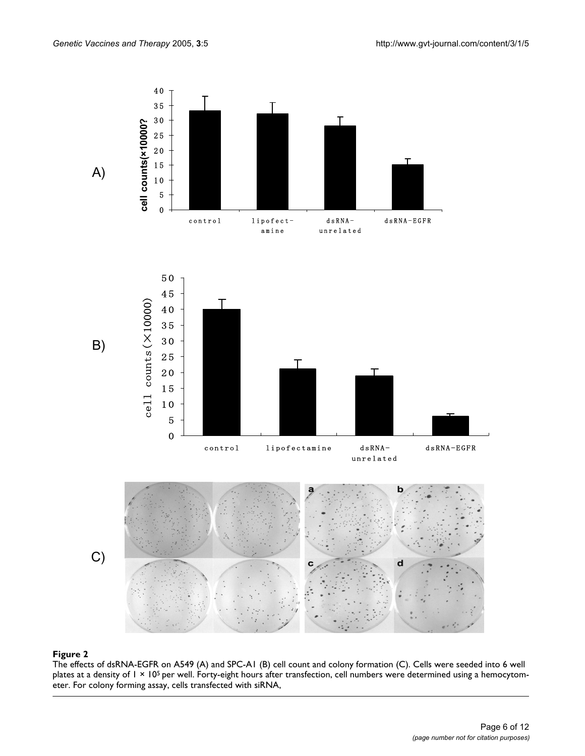A)

cell counts(×10000?

40
35
30
25
20
15
10
5
0

control

lipofect-amine

dsRNA-unrelated

dsRNA-EGFR

B)

cell counts(×10000)

50
45
40
35
30
25
20
15
10
5
0

control

lipofectamine

dsRNA-unrelated

dsRNA-EGFR

C)

a

b

c

d

**Figure 2**

The effects of dsRNA-EGFR on A549 (A) and SPC-A1 (B) cell count and colony formation (C). Cells were seeded into 6 well plates at a density of 1 × $10^5$ per well. Forty-eight hours after transfection, cell numbers were determined using a hemocytometer. For colony forming assay, cells transfected with siRNA,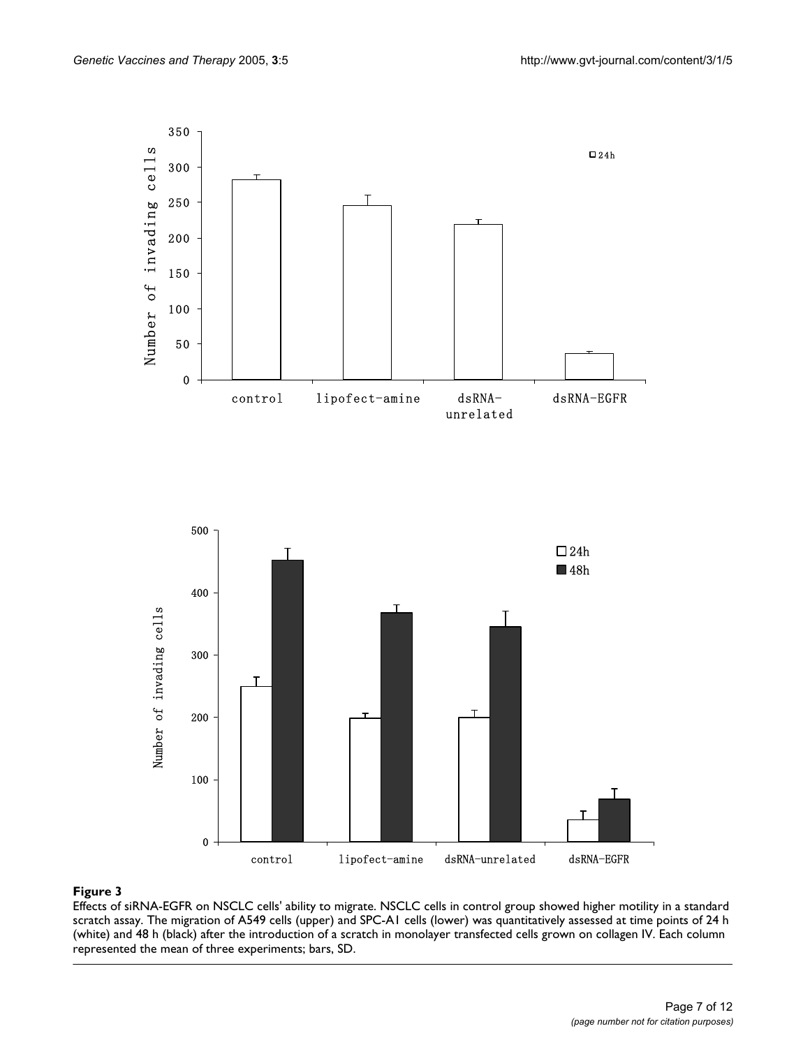350
300
250
200
150
100
50
0

Number of invading cells

24h

control
lipofect-amine
dsRNA-unrelated
dsRNA-EGFR

500
400
300
200
100
0

Number of invading cells

24h
48h

control
lipofect-amine
dsRNA-unrelated
dsRNA-EGFR

#### Figure 3

Effects of siRNA-EGFR on NSCLC cells' ability to migrate. NSCLC cells in control group showed higher motility in a standard scratch assay. The migration of A549 cells (upper) and SPC-A1 cells (lower) was quantitatively assessed at time points of 24 h (white) and 48 h (black) after the introduction of a scratch in monolayer transfected cells grown on collagen IV. Each column represented the mean of three experiments; bars, SD.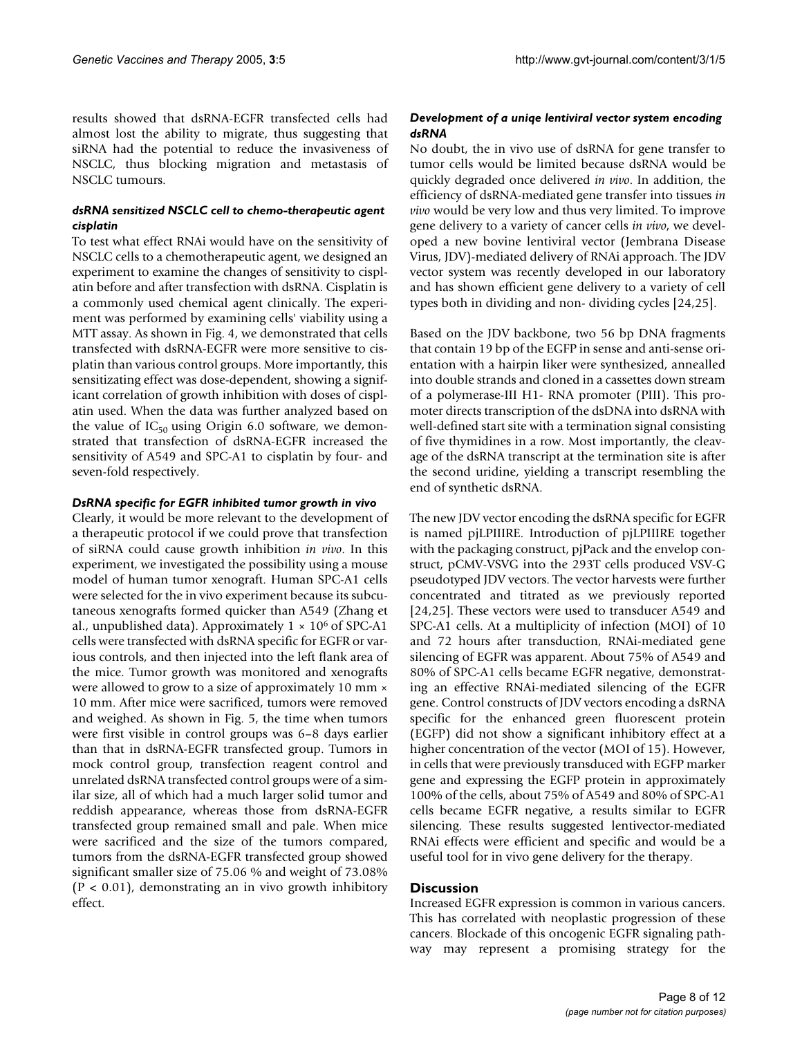results showed that dsRNA-EGFR transfected cells had almost lost the ability to migrate, thus suggesting that siRNA had the potential to reduce the invasiveness of NSCLC, thus blocking migration and metastasis of NSCLC tumours.

### *dsRNA sensitized NSCLC cell to chemo-therapeutic agent cisplatin*

To test what effect RNAi would have on the sensitivity of NSCLC cells to a chemotherapeutic agent, we designed an experiment to examine the changes of sensitivity to cisplatin before and after transfection with dsRNA. Cisplatin is a commonly used chemical agent clinically. The experiment was performed by examining cells' viability using a MTT assay. As shown in Fig. 4, we demonstrated that cells transfected with dsRNA-EGFR were more sensitive to cisplatin than various control groups. More importantly, this sensitizating effect was dose-dependent, showing a significant correlation of growth inhibition with doses of cisplatin used. When the data was further analyzed based on the value of $IC_{50}$ using Origin 6.0 software, we demonstrated that transfection of dsRNA-EGFR increased the sensitivity of A549 and SPC-A1 to cisplatin by four- and seven-fold respectively.

### *DsRNA specific for EGFR inhibited tumor growth in vivo*

Clearly, it would be more relevant to the development of a therapeutic protocol if we could prove that transfection of siRNA could cause growth inhibition *in vivo*. In this experiment, we investigated the possibility using a mouse model of human tumor xenograft. Human SPC-A1 cells were selected for the in vivo experiment because its subcutaneous xenografts formed quicker than A549 (Zhang et al., unpublished data). Approximately $1 \times 10^6$ of SPC-A1 cells were transfected with dsRNA specific for EGFR or various controls, and then injected into the left flank area of the mice. Tumor growth was monitored and xenografts were allowed to grow to a size of approximately 10 mm × 10 mm. After mice were sacrificed, tumors were removed and weighed. As shown in Fig. 5, the time when tumors were first visible in control groups was 6–8 days earlier than that in dsRNA-EGFR transfected group. Tumors in mock control group, transfection reagent control and unrelated dsRNA transfected control groups were of a similar size, all of which had a much larger solid tumor and reddish appearance, whereas those from dsRNA-EGFR transfected group remained small and pale. When mice were sacrificed and the size of the tumors compared, tumors from the dsRNA-EGFR transfected group showed significant smaller size of 75.06 % and weight of 73.08% ($P < 0.01$), demonstrating an in vivo growth inhibitory effect.

### *Development of a uniqe lentiviral vector system encoding dsRNA*

No doubt, the in vivo use of dsRNA for gene transfer to tumor cells would be limited because dsRNA would be quickly degraded once delivered *in vivo*. In addition, the efficiency of dsRNA-mediated gene transfer into tissues *in vivo* would be very low and thus very limited. To improve gene delivery to a variety of cancer cells *in vivo*, we developed a new bovine lentiviral vector (Jembrana Disease Virus, JDV)-mediated delivery of RNAi approach. The JDV vector system was recently developed in our laboratory and has shown efficient gene delivery to a variety of cell types both in dividing and non- dividing cycles [24,25].

Based on the JDV backbone, two 56 bp DNA fragments that contain 19 bp of the EGFP in sense and anti-sense orientation with a hairpin liker were synthesized, annealled into double strands and cloned in a cassettes down stream of a polymerase-III H1- RNA promoter (PIII). This promoter directs transcription of the dsDNA into dsRNA with well-defined start site with a termination signal consisting of five thymidines in a row. Most importantly, the cleavage of the dsRNA transcript at the termination site is after the second uridine, yielding a transcript resembling the end of synthetic dsRNA.

The new JDV vector encoding the dsRNA specific for EGFR is named pjLPIIIRE. Introduction of pjLPIIIRE together with the packaging construct, pjPack and the envelop construct, pCMV-VSVG into the 293T cells produced VSV-G pseudotyped JDV vectors. The vector harvests were further concentrated and titrated as we previously reported [24,25]. These vectors were used to transducer A549 and SPC-A1 cells. At a multiplicity of infection (MOI) of 10 and 72 hours after transduction, RNAi-mediated gene silencing of EGFR was apparent. About 75% of A549 and 80% of SPC-A1 cells became EGFR negative, demonstrating an effective RNAi-mediated silencing of the EGFR gene. Control constructs of JDV vectors encoding a dsRNA specific for the enhanced green fluorescent protein (EGFP) did not show a significant inhibitory effect at a higher concentration of the vector (MOI of 15). However, in cells that were previously transduced with EGFP marker gene and expressing the EGFP protein in approximately 100% of the cells, about 75% of A549 and 80% of SPC-A1 cells became EGFR negative, a results similar to EGFR silencing. These results suggested lentivector-mediated RNAi effects were efficient and specific and would be a useful tool for in vivo gene delivery for the therapy.

## Discussion

Increased EGFR expression is common in various cancers. This has correlated with neoplastic progression of these cancers. Blockade of this oncogenic EGFR signaling pathway may represent a promising strategy for the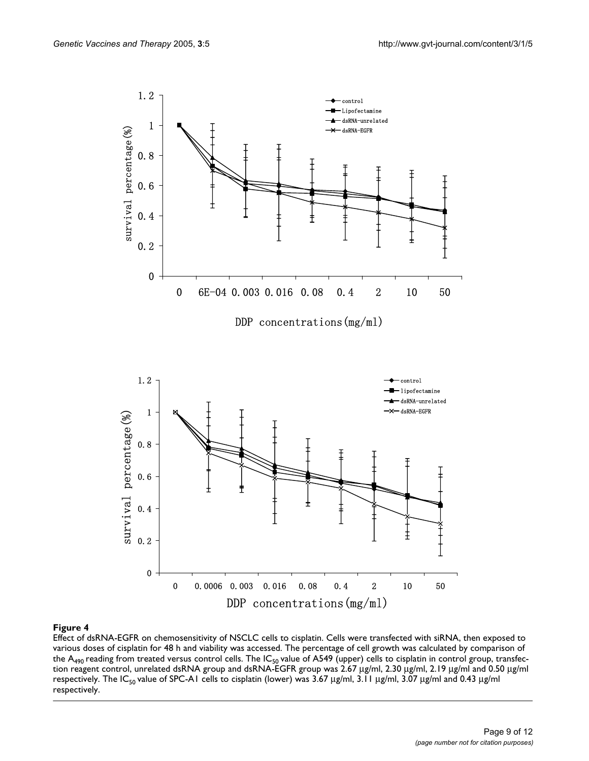1.2
1
0.8
0.6
0.4
0.2
0

survival percentage(%)

control
Lipofectamine
dsRNA-unrelated
dsRNA-EGFR

0 6E-04 0.003 0.016 0.08 0.4 2 10 50

DDP concentrations(mg/ml)

1.2
1
0.8
0.6
0.4
0.2
0

survival percentage(%)

control
lipofectamine
dsRNA-unrelated
dsRNA-EGFR

0 0.0006 0.003 0.016 0.08 0.4 2 10 50

DDP concentrations(mg/ml)

**Figure 4**

Effect of dsRNA-EGFR on chemosensitivity of NSCLC cells to cisplatin. Cells were transfected with siRNA, then exposed to various doses of cisplatin for 48 h and viability was accessed. The percentage of cell growth was calculated by comparison of the $A_{490}$ reading from treated versus control cells. The $IC_{50}$ value of A549 (upper) cells to cisplatin in control group, transfection reagent control, unrelated dsRNA group and dsRNA-EGFR group was 2.67 μg/ml, 2.30 μg/ml, 2.19 μg/ml and 0.50 μg/ml respectively. The $IC_{50}$ value of SPC-A1 cells to cisplatin (lower) was 3.67 μg/ml, 3.11 μg/ml, 3.07 μg/ml and 0.43 μg/ml respectively.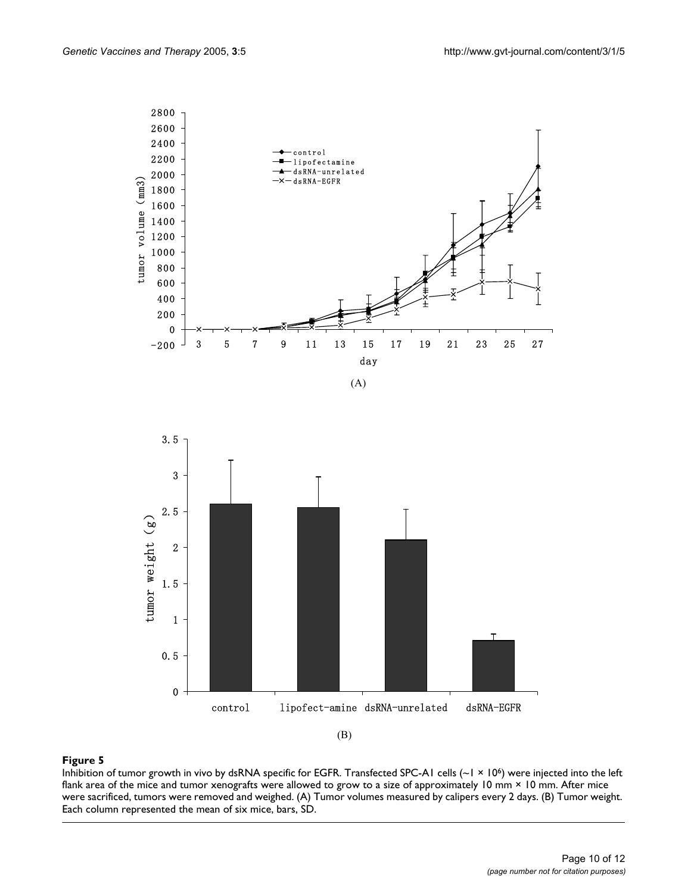2800
2600
2400
2200
2000
1800
1600
1400
1200
1000
800
600
400
200
0
-200

tumor volume (mm3)

control
lipofectamine
dsRNA-unrelated
dsRNA-EGFR

3 5 7 9 11 13 15 17 19 21 23 25 27

day

(A)

3.5
3
2.5
2
1.5
1
0.5
0

tumor weight (g)

control
lipofect-amine
dsRNA-unrelated
dsRNA-EGFR

(B)

**Figure 5**

Inhibition of tumor growth in vivo by dsRNA specific for EGFR. Transfected SPC-A1 cells (~$1 \times 10^6$) were injected into the left flank area of the mice and tumor xenografts were allowed to grow to a size of approximately 10 mm × 10 mm. After mice were sacrificed, tumors were removed and weighed. (A) Tumor volumes measured by calipers every 2 days. (B) Tumor weight. Each column represented the mean of six mice, bars, SD.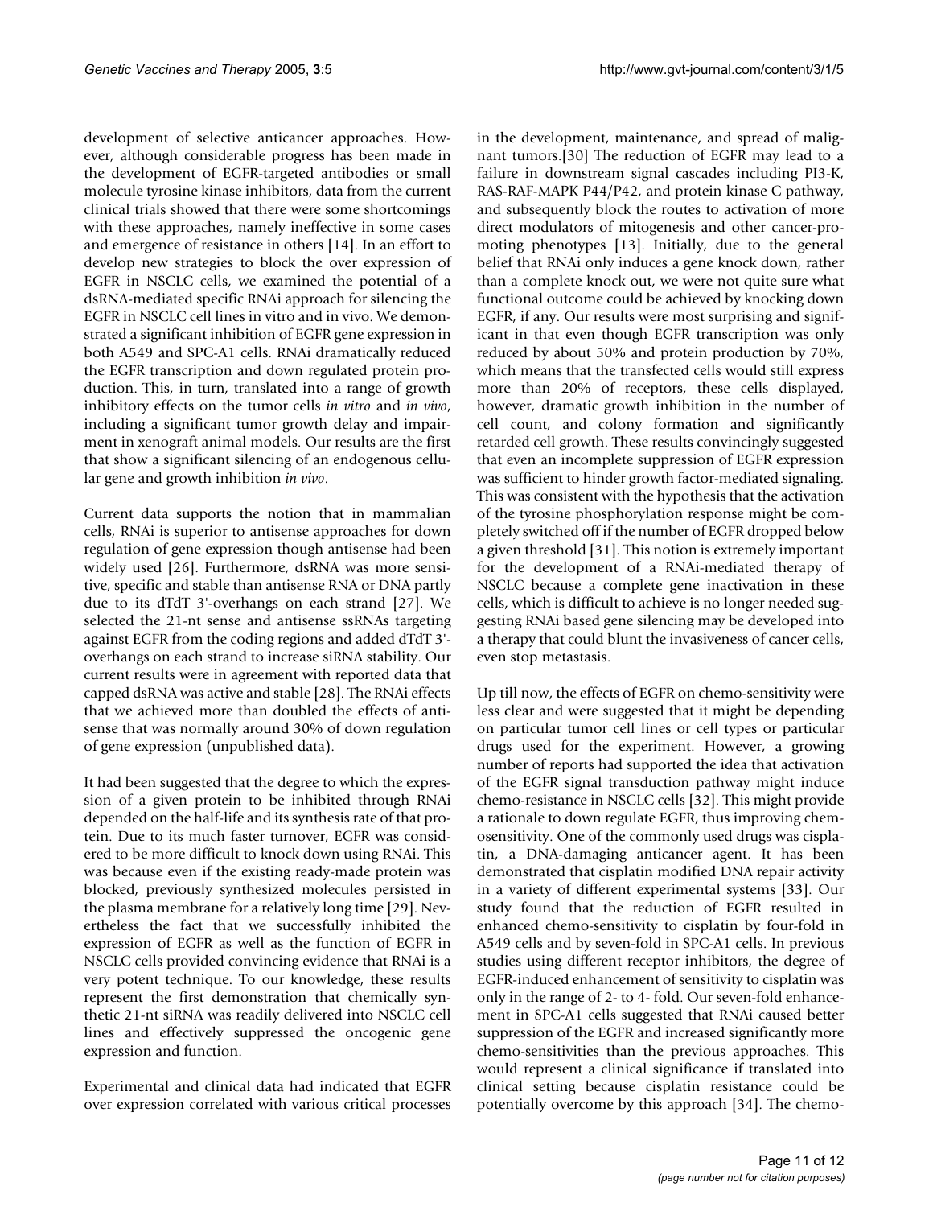development of selective anticancer approaches. However, although considerable progress has been made in the development of EGFR-targeted antibodies or small molecule tyrosine kinase inhibitors, data from the current clinical trials showed that there were some shortcomings with these approaches, namely ineffective in some cases and emergence of resistance in others [14]. In an effort to develop new strategies to block the over expression of EGFR in NSCLC cells, we examined the potential of a dsRNA-mediated specific RNAi approach for silencing the EGFR in NSCLC cell lines in vitro and in vivo. We demonstrated a significant inhibition of EGFR gene expression in both A549 and SPC-A1 cells. RNAi dramatically reduced the EGFR transcription and down regulated protein production. This, in turn, translated into a range of growth inhibitory effects on the tumor cells *in vitro* and *in vivo*, including a significant tumor growth delay and impairment in xenograft animal models. Our results are the first that show a significant silencing of an endogenous cellular gene and growth inhibition *in vivo*.

Current data supports the notion that in mammalian cells, RNAi is superior to antisense approaches for down regulation of gene expression though antisense had been widely used [26]. Furthermore, dsRNA was more sensitive, specific and stable than antisense RNA or DNA partly due to its dTdT 3'-overhangs on each strand [27]. We selected the 21-nt sense and antisense ssRNAs targeting against EGFR from the coding regions and added dTdT 3'-overhangs on each strand to increase siRNA stability. Our current results were in agreement with reported data that capped dsRNA was active and stable [28]. The RNAi effects that we achieved more than doubled the effects of antisense that was normally around 30% of down regulation of gene expression (unpublished data).

It had been suggested that the degree to which the expression of a given protein to be inhibited through RNAi depended on the half-life and its synthesis rate of that protein. Due to its much faster turnover, EGFR was considered to be more difficult to knock down using RNAi. This was because even if the existing ready-made protein was blocked, previously synthesized molecules persisted in the plasma membrane for a relatively long time [29]. Nevertheless the fact that we successfully inhibited the expression of EGFR as well as the function of EGFR in NSCLC cells provided convincing evidence that RNAi is a very potent technique. To our knowledge, these results represent the first demonstration that chemically synthetic 21-nt siRNA was readily delivered into NSCLC cell lines and effectively suppressed the oncogenic gene expression and function.

Experimental and clinical data had indicated that EGFR over expression correlated with various critical processes in the development, maintenance, and spread of malignant tumors.[30] The reduction of EGFR may lead to a failure in downstream signal cascades including PI3-K, RAS-RAF-MAPK P44/P42, and protein kinase C pathway, and subsequently block the routes to activation of more direct modulators of mitogenesis and other cancer-promoting phenotypes [13]. Initially, due to the general belief that RNAi only induces a gene knock down, rather than a complete knock out, we were not quite sure what functional outcome could be achieved by knocking down EGFR, if any. Our results were most surprising and significant in that even though EGFR transcription was only reduced by about 50% and protein production by 70%, which means that the transfected cells would still express more than 20% of receptors, these cells displayed, however, dramatic growth inhibition in the number of cell count, and colony formation and significantly retarded cell growth. These results convincingly suggested that even an incomplete suppression of EGFR expression was sufficient to hinder growth factor-mediated signaling. This was consistent with the hypothesis that the activation of the tyrosine phosphorylation response might be completely switched off if the number of EGFR dropped below a given threshold [31]. This notion is extremely important for the development of a RNAi-mediated therapy of NSCLC because a complete gene inactivation in these cells, which is difficult to achieve is no longer needed suggesting RNAi based gene silencing may be developed into a therapy that could blunt the invasiveness of cancer cells, even stop metastasis.

Up till now, the effects of EGFR on chemo-sensitivity were less clear and were suggested that it might be depending on particular tumor cell lines or cell types or particular drugs used for the experiment. However, a growing number of reports had supported the idea that activation of the EGFR signal transduction pathway might induce chemo-resistance in NSCLC cells [32]. This might provide a rationale to down regulate EGFR, thus improving chemosensitivity. One of the commonly used drugs was cisplatin, a DNA-damaging anticancer agent. It has been demonstrated that cisplatin modified DNA repair activity in a variety of different experimental systems [33]. Our study found that the reduction of EGFR resulted in enhanced chemo-sensitivity to cisplatin by four-fold in A549 cells and by seven-fold in SPC-A1 cells. In previous studies using different receptor inhibitors, the degree of EGFR-induced enhancement of sensitivity to cisplatin was only in the range of 2- to 4- fold. Our seven-fold enhancement in SPC-A1 cells suggested that RNAi caused better suppression of the EGFR and increased significantly more chemo-sensitivities than the previous approaches. This would represent a clinical significance if translated into clinical setting because cisplatin resistance could be potentially overcome by this approach [34]. The chemo-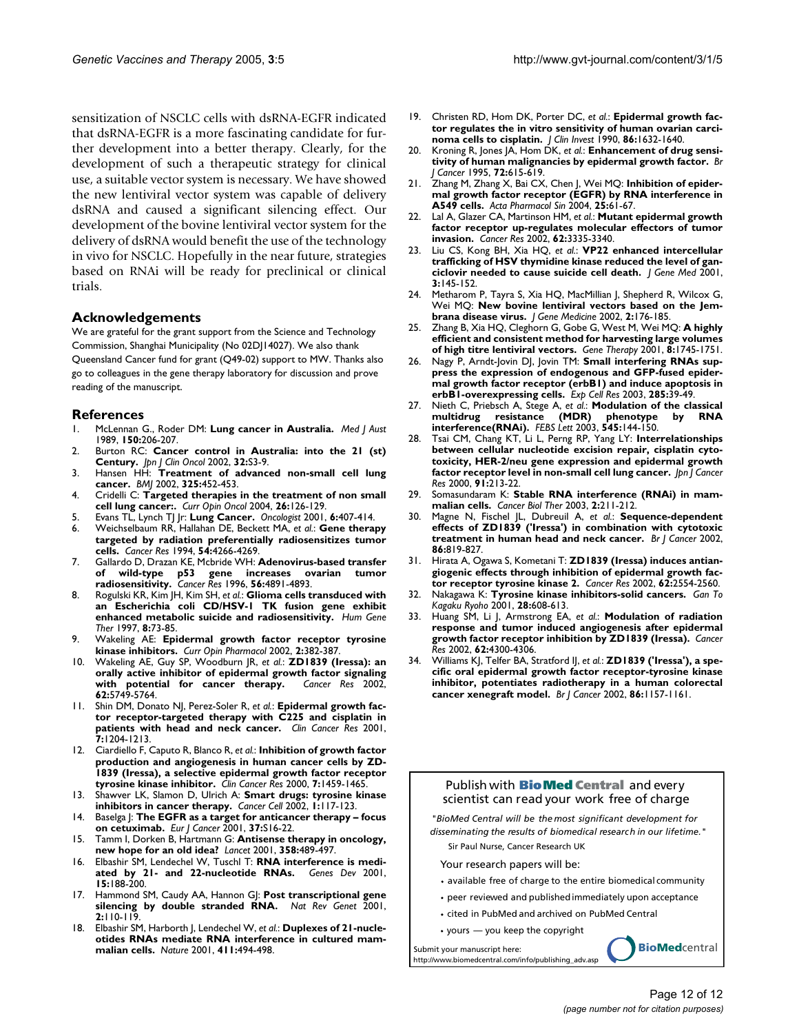sensitization of NSCLC cells with dsRNA-EGFR indicated that dsRNA-EGFR is a more fascinating candidate for further development into a better therapy. Clearly, for the development of such a therapeutic strategy for clinical use, a suitable vector system is necessary. We have showed the new lentiviral vector system was capable of delivery dsRNA and caused a significant silencing effect. Our development of the bovine lentiviral vector system for the delivery of dsRNA would benefit the use of the technology in vivo for NSCLC. Hopefully in the near future, strategies based on RNAi will be ready for preclinical or clinical trials.

## Acknowledgements

We are grateful for the grant support from the Science and Technology Commission, Shanghai Municipality (No 02DJ14027). We also thank Queensland Cancer fund for grant (Q49-02) support to MW. Thanks also go to colleagues in the gene therapy laboratory for discussion and prove reading of the manuscript.

## References

1. McLennan G., Roder DM: **Lung cancer in Australia.** *Med J Aust* 1989, **150:**206-207.
2. Burton RC: **Cancer control in Australia: into the 21 (st) Century.** *Jpn J Clin Oncol* 2002, **32:**S3-9.
3. Hansen HH: **Treatment of advanced non-small cell lung cancer.** *BMJ* 2002, **325:**452-453.
4. Cridelli C: **Targeted therapies in the treatment of non small cell lung cancer:.** *Curr Opin Oncol* 2004, **26:**126-129.
5. Evans TL, Lynch TJ Jr: **Lung Cancer.** *Oncologist* 2001, **6:**407-414.
6. Weichselbaum RR, Hallahan DE, Beckett MA, *et al.*: **Gene therapy targeted by radiation preferentially radiosensitizes tumor cells.** *Cancer Res* 1994, **54:**4266-4269.
7. Gallardo D, Drazan KE, Mcbride WH: **Adenovirus-based transfer of wild-type p53 gene increases ovarian tumor radiosensitivity.** *Cancer Res* 1996, **56:**4891-4893.
8. Rogulski KR, Kim JH, Kim SH, *et al.*: **Glioma cells transduced with an Escherichia coli CD/HSV-1 TK fusion gene exhibit enhanced metabolic suicide and radiosensitivity.** *Hum Gene Ther* 1997, **8:**73-85.
9. Wakeling AE: **Epidermal growth factor receptor tyrosine kinase inhibitors.** *Curr Opin Pharmacol* 2002, **2:**382-387.
10. Wakeling AE, Guy SP, Woodburn JR, *et al.*: **ZD1839 (Iressa): an orally active inhibitor of epidermal growth factor signaling with potential for cancer therapy.** *Cancer Res* 2002, **62:**5749-5764.
11. Shin DM, Donato NJ, Perez-Soler R, *et al.*: **Epidermal growth factor receptor-targeted therapy with C225 and cisplatin in patients with head and neck cancer.** *Clin Cancer Res* 2001, **7:**1204-1213.
12. Ciardiello F, Caputo R, Blanco R, *et al.*: **Inhibition of growth factor production and angiogenesis in human cancer cells by ZD-1839 (Iressa), a selective epidermal growth factor receptor tyrosine kinase inhibitor.** *Clin Cancer Res* 2000, **7:**1459-1465.
13. Shawver LK, Slamon D, Ulrich A: **Smart drugs: tyrosine kinase inhibitors in cancer therapy.** *Cancer Cell* 2002, **1:**117-123.
14. Baselga J: **The EGFR as a target for anticancer therapy – focus on cetuximab.** *Eur J Cancer* 2001, **37:**S16-22.
15. Tamm I, Dorken B, Hartmann G: **Antisense therapy in oncology, new hope for an old idea?** *Lancet* 2001, **358:**489-497.
16. Elbashir SM, Lendechel W, Tuschl T: **RNA interference is mediated by 21- and 22-nucleotide RNAs.** *Genes Dev* 2001, **15:**188-200.
17. Hammond SM, Caudy AA, Hannon GJ: **Post transcriptional gene silencing by double stranded RNA.** *Nat Rev Genet* 2001, **2:**110-119.
18. Elbashir SM, Harborth J, Lendechel W, *et al.*: **Duplexes of 21-nucleotides RNAs mediate RNA interference in cultured mammalian cells.** *Nature* 2001, **411:**494-498.
19. Christen RD, Hom DK, Porter DC, *et al.*: **Epidermal growth factor regulates the in vitro sensitivity of human ovarian carcinoma cells to cisplatin.** *J Clin Invest* 1990, **86:**1632-1640.
20. Kroning R, Jones JA, Hom DK, *et al.*: **Enhancement of drug sensitivity of human malignancies by epidermal growth factor.** *Br J Cancer* 1995, **72:**615-619.
21. Zhang M, Zhang X, Bai CX, Chen J, Wei MQ: **Inhibition of epidermal growth factor receptor (EGFR) by RNA interference in A549 cells.** *Acta Pharmacol Sin* 2004, **25:**61-67.
22. Lal A, Glazer CA, Martinson HM, *et al.*: **Mutant epidermal growth factor receptor up-regulates molecular effectors of tumor invasion.** *Cancer Res* 2002, **62:**3335-3340.
23. Liu CS, Kong BH, Xia HQ, *et al.*: **VP22 enhanced intercellular trafficking of HSV thymidine kinase reduced the level of ganciclovir needed to cause suicide cell death.** *J Gene Med* 2001, **3:**145-152.
24. Metharom P, Tayra S, Xia HQ, MacMillian J, Shepherd R, Wilcox G, Wei MQ: **New bovine lentiviral vectors based on the Jembrana disease virus.** *J Gene Medicine* 2002, **2:**176-185.
25. Zhang B, Xia HQ, Cleghorn G, Gobe G, West M, Wei MQ: **A highly efficient and consistent method for harvesting large volumes of high titre lentiviral vectors.** *Gene Therapy* 2001, **8:**1745-1751.
26. Nagy P, Arndt-Jovin DJ, Jovin TM: **Small interfering RNAs suppress the expression of endogenous and GFP-fused epidermal growth factor receptor (erbB1) and induce apoptosis in erbB1-overexpressing cells.** *Exp Cell Res* 2003, **285:**39-49.
27. Nieth C, Priebsch A, Stege A, *et al.*: **Modulation of the classical multidrug resistance (MDR) phenotype by RNA interference(RNAi).** *FEBS Lett* 2003, **545:**144-150.
28. Tsai CM, Chang KT, Li L, Perng RP, Yang LY: **Interrelationships between cellular nucleotide excision repair, cisplatin cytotoxicity, HER-2/neu gene expression and epidermal growth factor receptor level in non-small cell lung cancer.** *Jpn J Cancer Res* 2000, **91:**213-22.
29. Somasundaram K: **Stable RNA interference (RNAi) in mammalian cells.** *Cancer Biol Ther* 2003, **2:**211-212.
30. Magne N, Fischel JL, Dubreuil A, *et al.*: **Sequence-dependent effects of ZD1839 ('Iressa') in combination with cytotoxic treatment in human head and neck cancer.** *Br J Cancer* 2002, **86:**819-827.
31. Hirata A, Ogawa S, Kometani T: **ZD1839 (Iressa) induces antiangiogenic effects through inhibition of epidermal growth factor receptor tyrosine kinase 2.** *Cancer Res* 2002, **62:**2554-2560.
32. Nakagawa K: **Tyrosine kinase inhibitors-solid cancers.** *Gan To Kagaku Ryoho* 2001, **28:**608-613.
33. Huang SM, Li J, Armstrong EA, *et al.*: **Modulation of radiation response and tumor induced angiogenesis after epidermal growth factor receptor inhibition by ZD1839 (Iressa).** *Cancer Res* 2002, **62:**4300-4306.
34. Williams KJ, Telfer BA, Stratford IJ, *et al.*: **ZD1839 ('Iressa'), a specific oral epidermal growth factor receptor-tyrosine kinase inhibitor, potentiates radiotherapy in a human colorectal cancer xenegraft model.** *Br J Cancer* 2002, **86:**1157-1161.

Publish with **BioMed Central** and every scientist can read your work free of charge

*"BioMed Central will be the most significant development for disseminating the results of biomedical research in our lifetime."*
Sir Paul Nurse, Cancer Research UK

Your research papers will be:

- available free of charge to the entire biomedical community
- peer reviewed and published immediately upon acceptance
- cited in PubMed and archived on PubMed Central
- yours — you keep the copyright

Submit your manuscript here:
http://www.biomedcentral.com/info/publishing_adv.asp

BioMedcentral